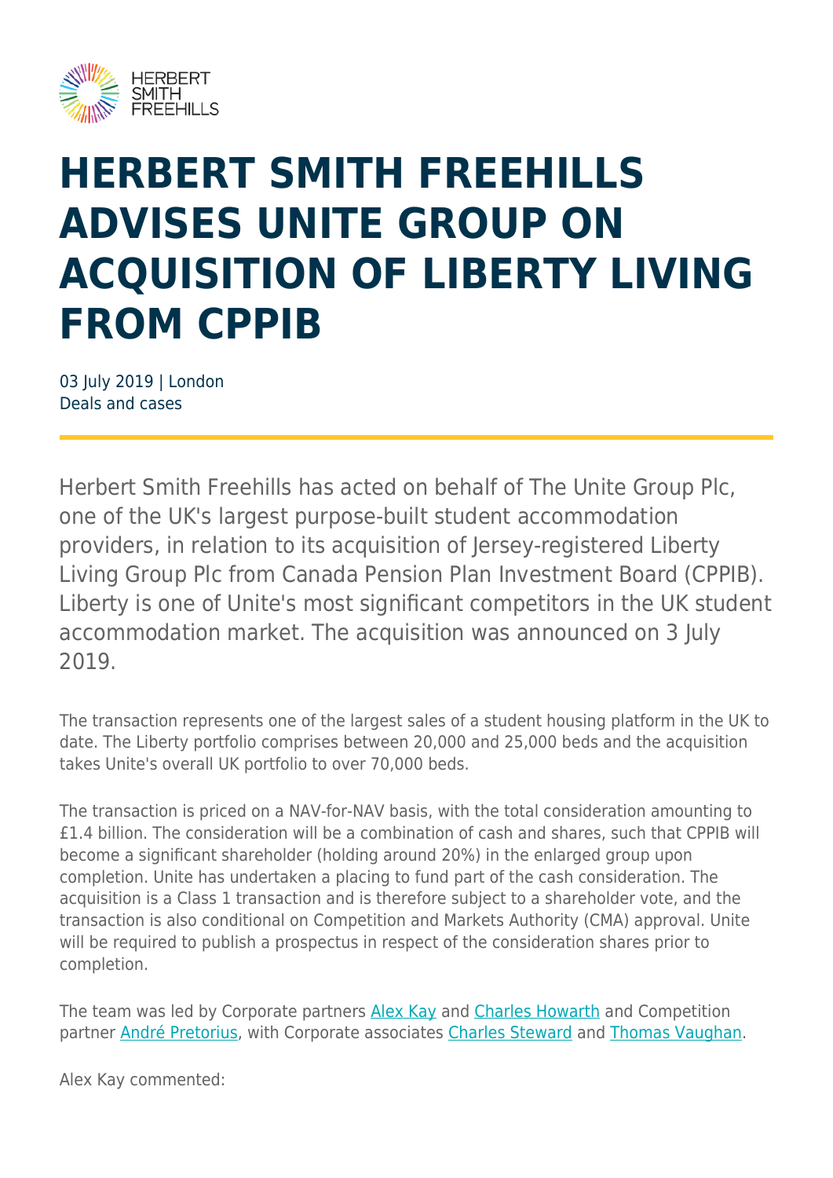# HERBERT SMITH FREEHILLS ADVISES UNITE GROUP ON ACQUISITION OF LIBERTY LIVING FROM CPPIB

03 July 2019 | London
Deals and cases

Herbert Smith Freehills has acted on behalf of The Unite Group Plc, one of the UK's largest purpose-built student accommodation providers, in relation to its acquisition of Jersey-registered Liberty Living Group Plc from Canada Pension Plan Investment Board (CPPIB). Liberty is one of Unite's most significant competitors in the UK student accommodation market. The acquisition was announced on 3 July 2019.

The transaction represents one of the largest sales of a student housing platform in the UK to date. The Liberty portfolio comprises between 20,000 and 25,000 beds and the acquisition takes Unite's overall UK portfolio to over 70,000 beds.

The transaction is priced on a NAV-for-NAV basis, with the total consideration amounting to £1.4 billion. The consideration will be a combination of cash and shares, such that CPPIB will become a significant shareholder (holding around 20%) in the enlarged group upon completion. Unite has undertaken a placing to fund part of the cash consideration. The acquisition is a Class 1 transaction and is therefore subject to a shareholder vote, and the transaction is also conditional on Competition and Markets Authority (CMA) approval. Unite will be required to publish a prospectus in respect of the consideration shares prior to completion.

The team was led by Corporate partners Alex Kay and Charles Howarth and Competition partner André Pretorius, with Corporate associates Charles Steward and Thomas Vaughan.

Alex Kay commented: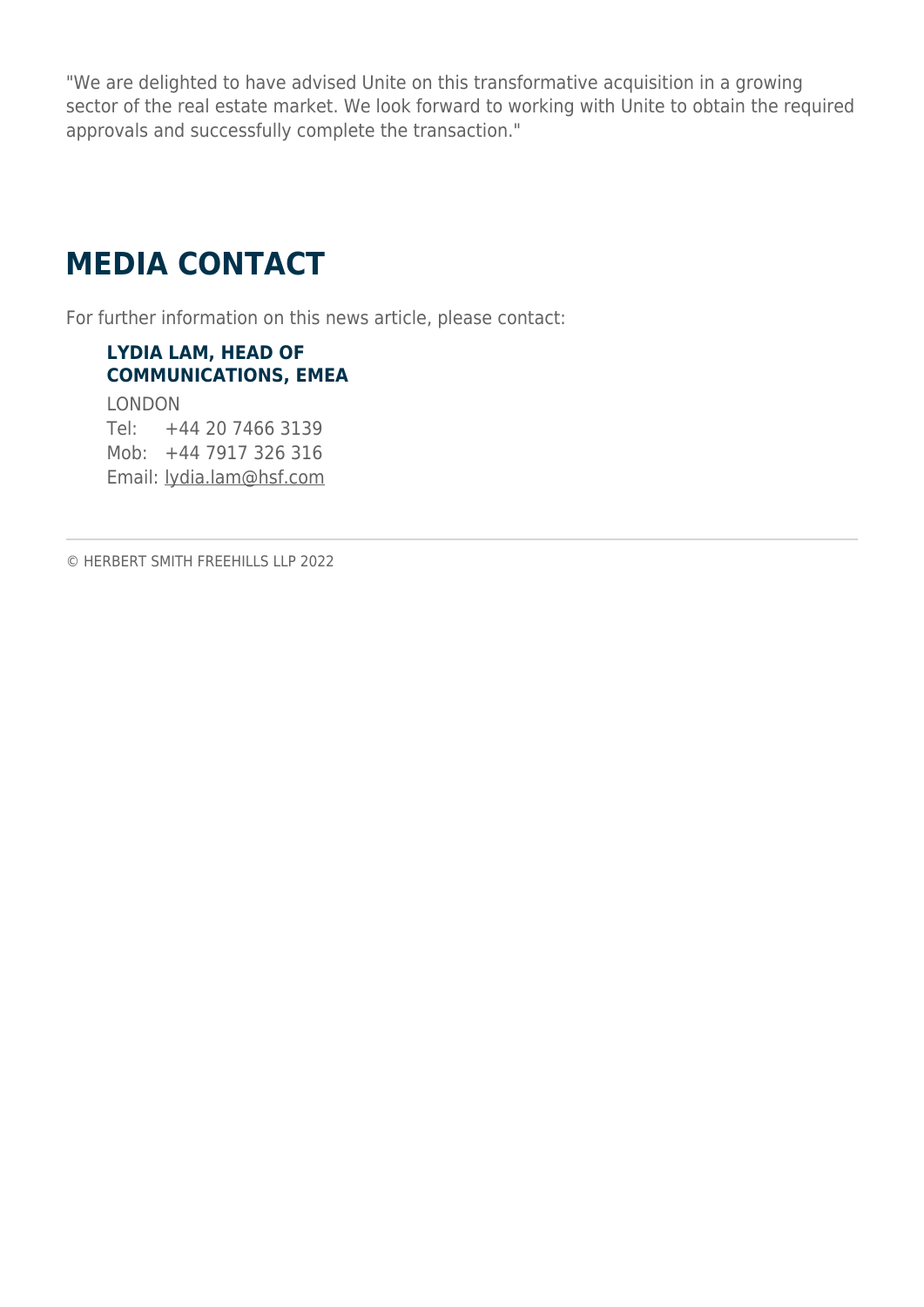"We are delighted to have advised Unite on this transformative acquisition in a growing sector of the real estate market. We look forward to working with Unite to obtain the required approvals and successfully complete the transaction."

## MEDIA CONTACT

For further information on this news article, please contact:

**LYDIA LAM, HEAD OF COMMUNICATIONS, EMEA**

LONDON
Tel: +44 20 7466 3139
Mob: +44 7917 326 316
Email: lydia.lam@hsf.com

© HERBERT SMITH FREEHILLS LLP 2022